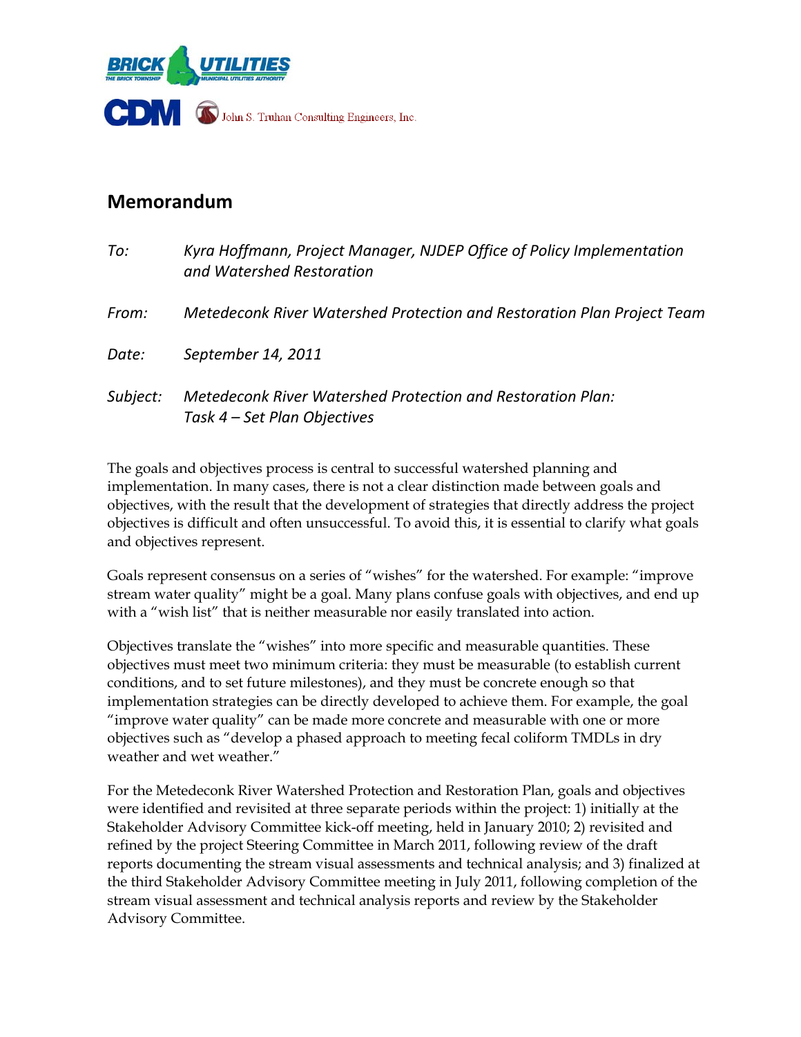BRICK UTILITIES
THE BRICK TOWNSHIP MUNICIPAL UTILITIES AUTHORITY

CDM John S. Truhan Consulting Engineers, Inc.

## Memorandum

*To:* *Kyra Hoffmann, Project Manager, NJDEP Office of Policy Implementation and Watershed Restoration*

*From:* *Metedeconk River Watershed Protection and Restoration Plan Project Team*

*Date:* *September 14, 2011*

*Subject:* *Metedeconk River Watershed Protection and Restoration Plan: Task 4 – Set Plan Objectives*

The goals and objectives process is central to successful watershed planning and implementation. In many cases, there is not a clear distinction made between goals and objectives, with the result that the development of strategies that directly address the project objectives is difficult and often unsuccessful. To avoid this, it is essential to clarify what goals and objectives represent.

Goals represent consensus on a series of "wishes" for the watershed. For example: "improve stream water quality" might be a goal. Many plans confuse goals with objectives, and end up with a "wish list" that is neither measurable nor easily translated into action.

Objectives translate the "wishes" into more specific and measurable quantities. These objectives must meet two minimum criteria: they must be measurable (to establish current conditions, and to set future milestones), and they must be concrete enough so that implementation strategies can be directly developed to achieve them. For example, the goal "improve water quality" can be made more concrete and measurable with one or more objectives such as "develop a phased approach to meeting fecal coliform TMDLs in dry weather and wet weather."

For the Metedeconk River Watershed Protection and Restoration Plan, goals and objectives were identified and revisited at three separate periods within the project: 1) initially at the Stakeholder Advisory Committee kick-off meeting, held in January 2010; 2) revisited and refined by the project Steering Committee in March 2011, following review of the draft reports documenting the stream visual assessments and technical analysis; and 3) finalized at the third Stakeholder Advisory Committee meeting in July 2011, following completion of the stream visual assessment and technical analysis reports and review by the Stakeholder Advisory Committee.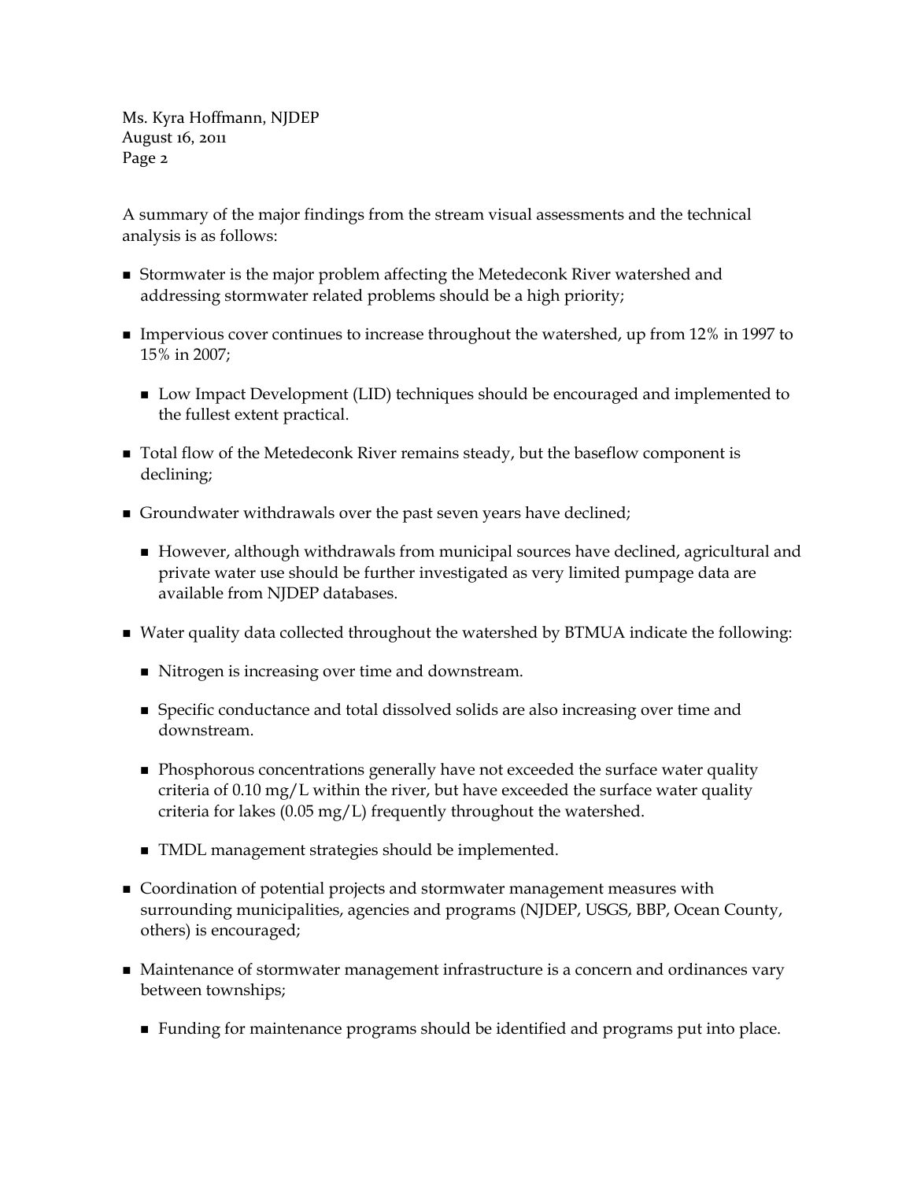A summary of the major findings from the stream visual assessments and the technical analysis is as follows:

- Stormwater is the major problem affecting the Metedeconk River watershed and addressing stormwater related problems should be a high priority;
- Impervious cover continues to increase throughout the watershed, up from 12% in 1997 to 15% in 2007;
  - Low Impact Development (LID) techniques should be encouraged and implemented to the fullest extent practical.
- Total flow of the Metedeconk River remains steady, but the baseflow component is declining;
- Groundwater withdrawals over the past seven years have declined;
  - However, although withdrawals from municipal sources have declined, agricultural and private water use should be further investigated as very limited pumpage data are available from NJDEP databases.
- Water quality data collected throughout the watershed by BTMUA indicate the following:
  - Nitrogen is increasing over time and downstream.
  - Specific conductance and total dissolved solids are also increasing over time and downstream.
  - Phosphorous concentrations generally have not exceeded the surface water quality criteria of 0.10 mg/L within the river, but have exceeded the surface water quality criteria for lakes (0.05 mg/L) frequently throughout the watershed.
  - TMDL management strategies should be implemented.
- Coordination of potential projects and stormwater management measures with surrounding municipalities, agencies and programs (NJDEP, USGS, BBP, Ocean County, others) is encouraged;
- Maintenance of stormwater management infrastructure is a concern and ordinances vary between townships;
  - Funding for maintenance programs should be identified and programs put into place.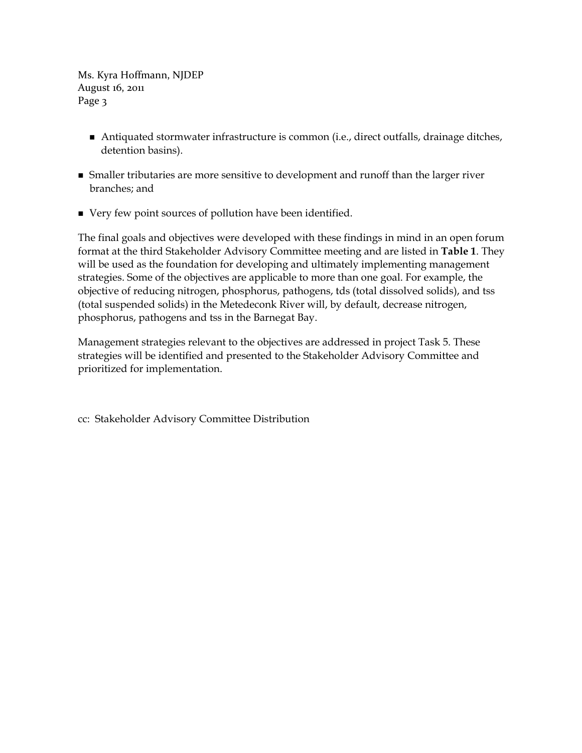Ms. Kyra Hoffmann, NJDEP
August 16, 2011

- Antiquated stormwater infrastructure is common (i.e., direct outfalls, drainage ditches, detention basins).

- Smaller tributaries are more sensitive to development and runoff than the larger river branches; and

- Very few point sources of pollution have been identified.

The final goals and objectives were developed with these findings in mind in an open forum format at the third Stakeholder Advisory Committee meeting and are listed in **Table 1**. They will be used as the foundation for developing and ultimately implementing management strategies. Some of the objectives are applicable to more than one goal. For example, the objective of reducing nitrogen, phosphorus, pathogens, tds (total dissolved solids), and tss (total suspended solids) in the Metedeconk River will, by default, decrease nitrogen, phosphorus, pathogens and tss in the Barnegat Bay.

Management strategies relevant to the objectives are addressed in project Task 5. These strategies will be identified and presented to the Stakeholder Advisory Committee and prioritized for implementation.

cc: Stakeholder Advisory Committee Distribution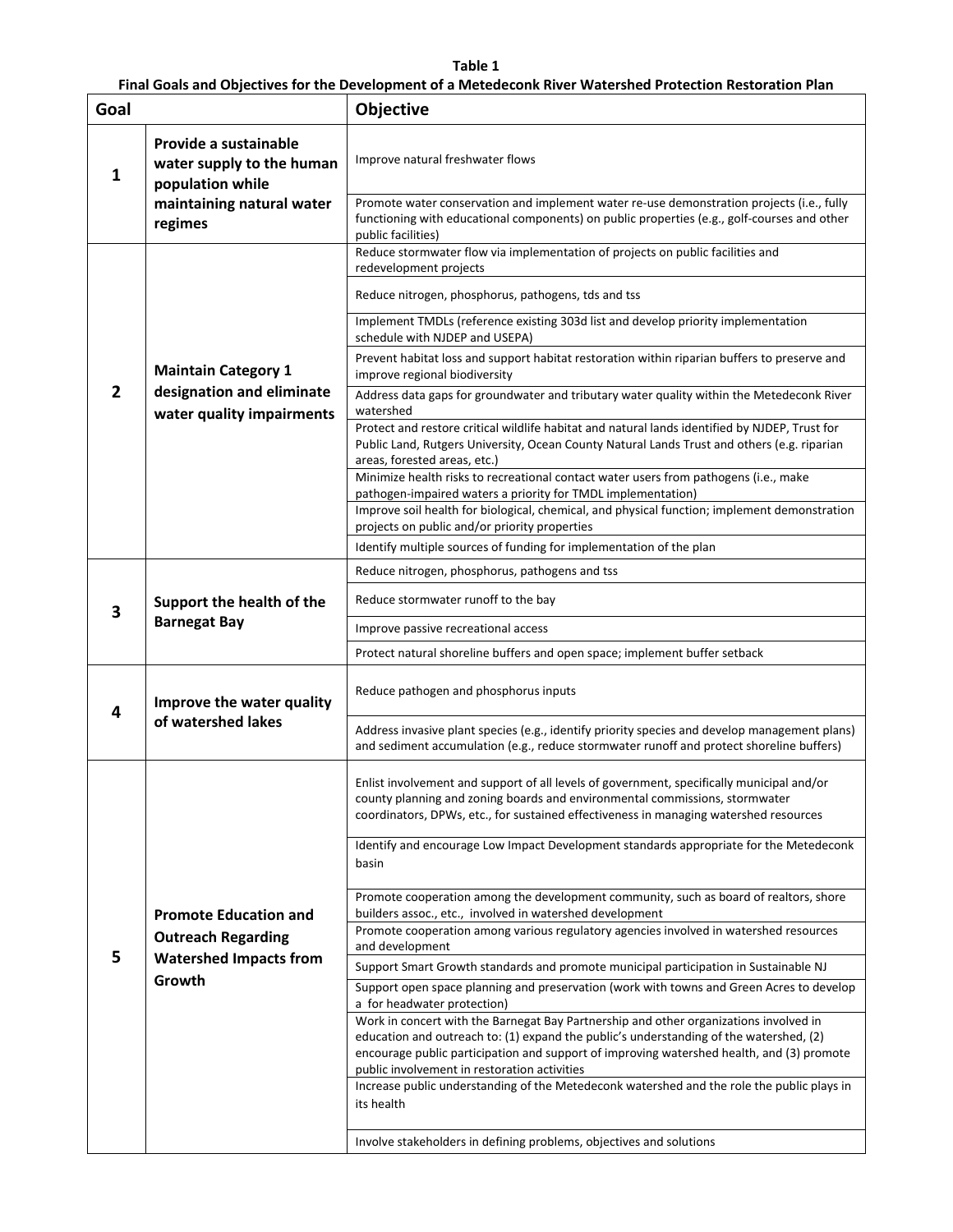**Table 1**

**Final Goals and Objectives for the Development of a Metedeconk River Watershed Protection Restoration Plan**

| Goal | | Objective |
|---|---|---|
| 1 | **Provide a sustainable water supply to the human population while maintaining natural water regimes** | Improve natural freshwater flows |
| | | Promote water conservation and implement water re-use demonstration projects (i.e., fully functioning with educational components) on public properties (e.g., golf-courses and other public facilities) |
| 2 | **Maintain Category 1 designation and eliminate water quality impairments** | Reduce stormwater flow via implementation of projects on public facilities and redevelopment projects |
| | | Reduce nitrogen, phosphorus, pathogens, tds and tss |
| | | Implement TMDLs (reference existing 303d list and develop priority implementation schedule with NJDEP and USEPA) |
| | | Prevent habitat loss and support habitat restoration within riparian buffers to preserve and improve regional biodiversity |
| | | Address data gaps for groundwater and tributary water quality within the Metedeconk River watershed |
| | | Protect and restore critical wildlife habitat and natural lands identified by NJDEP, Trust for Public Land, Rutgers University, Ocean County Natural Lands Trust and others (e.g. riparian areas, forested areas, etc.) |
| | | Minimize health risks to recreational contact water users from pathogens (i.e., make pathogen-impaired waters a priority for TMDL implementation) |
| | | Improve soil health for biological, chemical, and physical function; implement demonstration projects on public and/or priority properties |
| | | Identify multiple sources of funding for implementation of the plan |
| 3 | **Support the health of the Barnegat Bay** | Reduce nitrogen, phosphorus, pathogens and tss |
| | | Reduce stormwater runoff to the bay |
| | | Improve passive recreational access |
| | | Protect natural shoreline buffers and open space; implement buffer setback |
| 4 | **Improve the water quality of watershed lakes** | Reduce pathogen and phosphorus inputs |
| | | Address invasive plant species (e.g., identify priority species and develop management plans) and sediment accumulation (e.g., reduce stormwater runoff and protect shoreline buffers) |
| 5 | **Promote Education and Outreach Regarding Watershed Impacts from Growth** | Enlist involvement and support of all levels of government, specifically municipal and/or county planning and zoning boards and environmental commissions, stormwater coordinators, DPWs, etc., for sustained effectiveness in managing watershed resources |
| | | Identify and encourage Low Impact Development standards appropriate for the Metedeconk basin |
| | | Promote cooperation among the development community, such as board of realtors, shore builders assoc., etc., involved in watershed development |
| | | Promote cooperation among various regulatory agencies involved in watershed resources and development |
| | | Support Smart Growth standards and promote municipal participation in Sustainable NJ |
| | | Support open space planning and preservation (work with towns and Green Acres to develop a for headwater protection) |
| | | Work in concert with the Barnegat Bay Partnership and other organizations involved in education and outreach to: (1) expand the public's understanding of the watershed, (2) encourage public participation and support of improving watershed health, and (3) promote public involvement in restoration activities |
| | | Increase public understanding of the Metedeconk watershed and the role the public plays in its health |
| | | Involve stakeholders in defining problems, objectives and solutions |